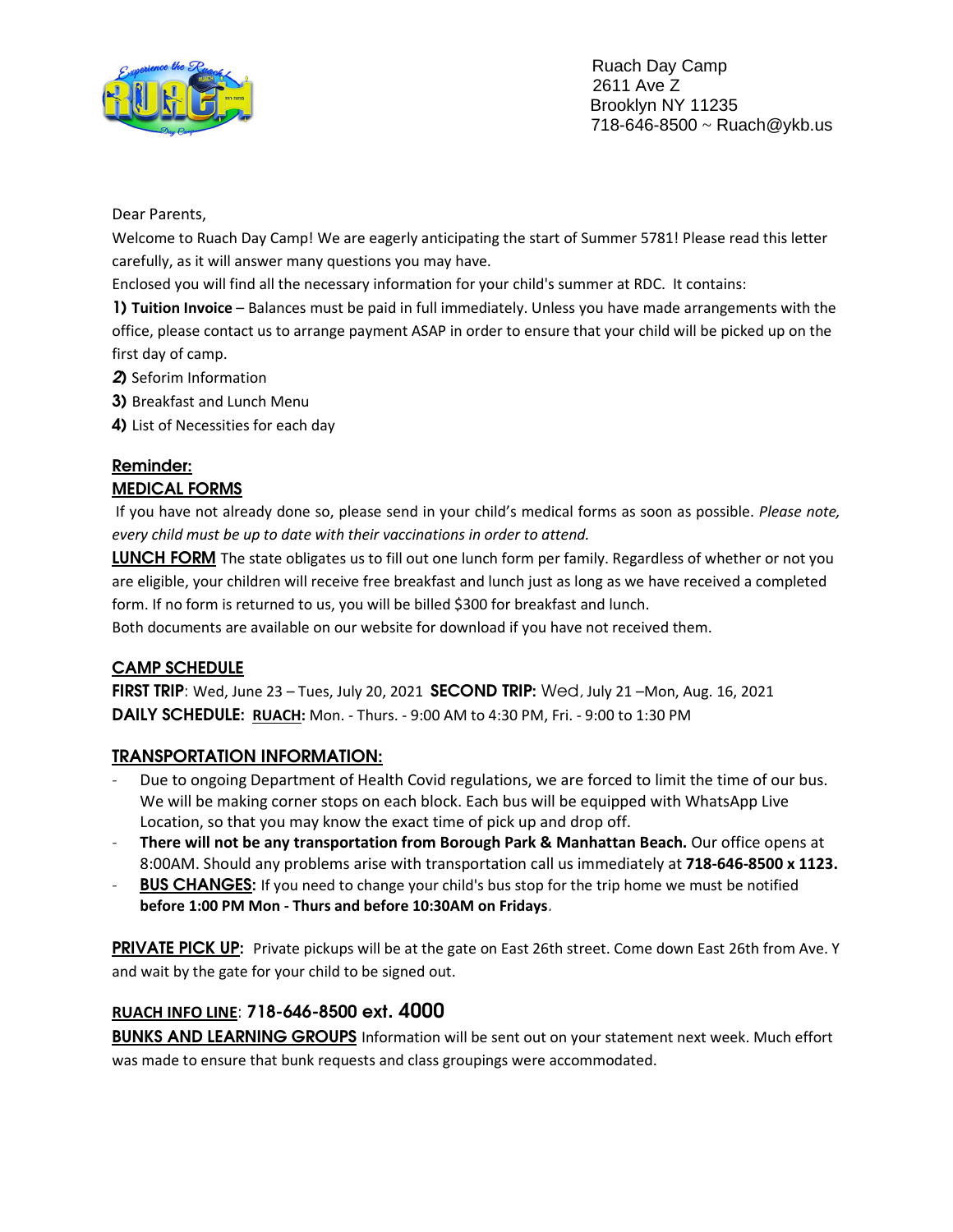Ruach Day Camp
2611 Ave Z
Brooklyn NY 11235
718-646-8500 ~ Ruach@ykb.us

Dear Parents,

Welcome to Ruach Day Camp! We are eagerly anticipating the start of Summer 5781! Please read this letter carefully, as it will answer many questions you may have.

Enclosed you will find all the necessary information for your child's summer at RDC. It contains:

**1) Tuition Invoice** – Balances must be paid in full immediately. Unless you have made arrangements with the office, please contact us to arrange payment ASAP in order to ensure that your child will be picked up on the first day of camp.

2) Seforim Information

3) Breakfast and Lunch Menu

4) List of Necessities for each day

## Reminder:

### MEDICAL FORMS

If you have not already done so, please send in your child's medical forms as soon as possible. *Please note, every child must be up to date with their vaccinations in order to attend.*

**LUNCH FORM** The state obligates us to fill out one lunch form per family. Regardless of whether or not you are eligible, your children will receive free breakfast and lunch just as long as we have received a completed form. If no form is returned to us, you will be billed $300 for breakfast and lunch.

Both documents are available on our website for download if you have not received them.

### CAMP SCHEDULE

**FIRST TRIP**: Wed, June 23 – Tues, July 20, 2021 **SECOND TRIP:** Wed, July 21 –Mon, Aug. 16, 2021

**DAILY SCHEDULE:** **RUACH:** Mon. - Thurs. - 9:00 AM to 4:30 PM, Fri. - 9:00 to 1:30 PM

### TRANSPORTATION INFORMATION:

- Due to ongoing Department of Health Covid regulations, we are forced to limit the time of our bus. We will be making corner stops on each block. Each bus will be equipped with WhatsApp Live Location, so that you may know the exact time of pick up and drop off.
- **There will not be any transportation from Borough Park & Manhattan Beach.** Our office opens at 8:00AM. Should any problems arise with transportation call us immediately at **718-646-8500 x 1123.**
- **BUS CHANGES:** If you need to change your child's bus stop for the trip home we must be notified **before 1:00 PM Mon - Thurs and before 10:30AM on Fridays**.

**PRIVATE PICK UP:** Private pickups will be at the gate on East 26th street. Come down East 26th from Ave. Y and wait by the gate for your child to be signed out.

**RUACH INFO LINE**: **718-646-8500 ext. 4000**

**BUNKS AND LEARNING GROUPS** Information will be sent out on your statement next week. Much effort was made to ensure that bunk requests and class groupings were accommodated.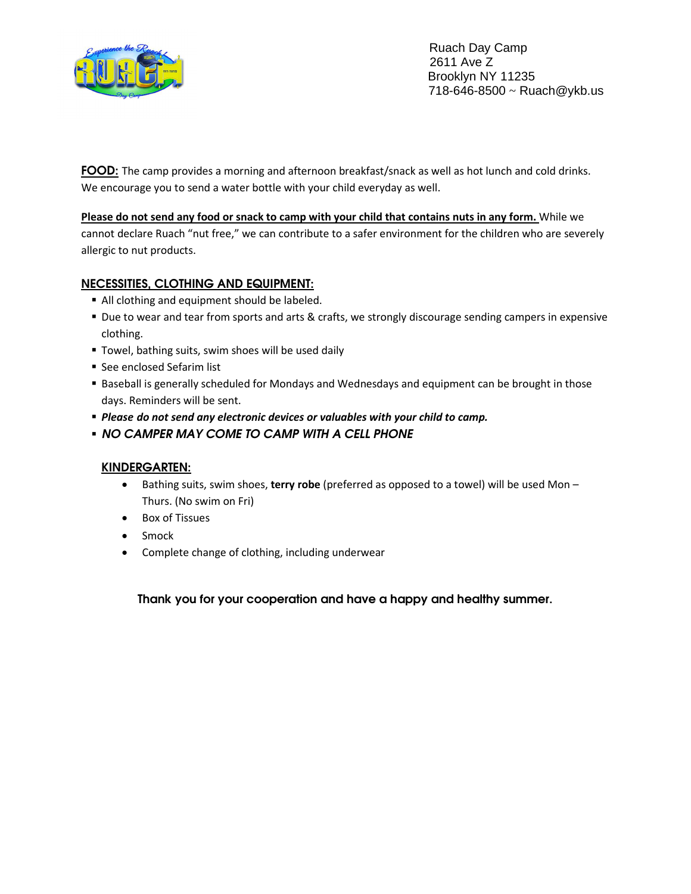Ruach Day Camp
2611 Ave Z
Brooklyn NY 11235
718-646-8500 ~ Ruach@ykb.us

**FOOD:** The camp provides a morning and afternoon breakfast/snack as well as hot lunch and cold drinks. We encourage you to send a water bottle with your child everyday as well.

**Please do not send any food or snack to camp with your child that contains nuts in any form.** While we cannot declare Ruach "nut free," we can contribute to a safer environment for the children who are severely allergic to nut products.

## NECESSITIES, CLOTHING AND EQUIPMENT:

- All clothing and equipment should be labeled.
- Due to wear and tear from sports and arts & crafts, we strongly discourage sending campers in expensive clothing.
- Towel, bathing suits, swim shoes will be used daily
- See enclosed Sefarim list
- Baseball is generally scheduled for Mondays and Wednesdays and equipment can be brought in those days. Reminders will be sent.
- ***Please do not send any electronic devices or valuables with your child to camp.***
- ***NO CAMPER MAY COME TO CAMP WITH A CELL PHONE***

### KINDERGARTEN:

- Bathing suits, swim shoes, **terry robe** (preferred as opposed to a towel) will be used Mon – Thurs. (No swim on Fri)
- Box of Tissues
- Smock
- Complete change of clothing, including underwear

**Thank you for your cooperation and have a happy and healthy summer.**